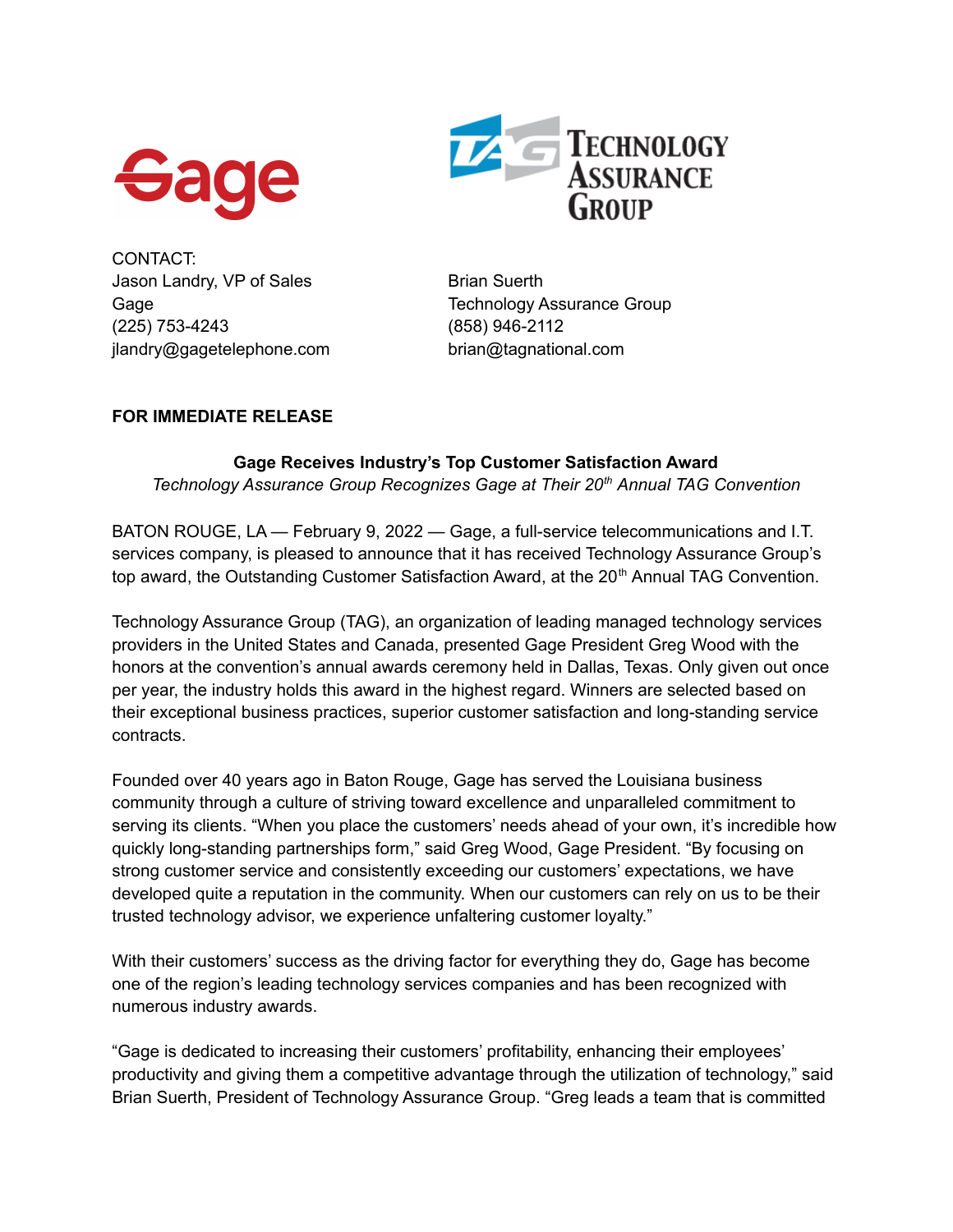Gage

Technology Assurance Group

CONTACT:
Jason Landry, VP of Sales
Gage
(225) 753-4243
jlandry@gagetelephone.com

Brian Suerth
Technology Assurance Group
(858) 946-2112
brian@tagnational.com

**FOR IMMEDIATE RELEASE**

**Gage Receives Industry's Top Customer Satisfaction Award**

*Technology Assurance Group Recognizes Gage at Their 20th Annual TAG Convention*

BATON ROUGE, LA — February 9, 2022 — Gage, a full-service telecommunications and I.T. services company, is pleased to announce that it has received Technology Assurance Group's top award, the Outstanding Customer Satisfaction Award, at the 20th Annual TAG Convention.

Technology Assurance Group (TAG), an organization of leading managed technology services providers in the United States and Canada, presented Gage President Greg Wood with the honors at the convention's annual awards ceremony held in Dallas, Texas. Only given out once per year, the industry holds this award in the highest regard. Winners are selected based on their exceptional business practices, superior customer satisfaction and long-standing service contracts.

Founded over 40 years ago in Baton Rouge, Gage has served the Louisiana business community through a culture of striving toward excellence and unparalleled commitment to serving its clients. "When you place the customers' needs ahead of your own, it's incredible how quickly long-standing partnerships form," said Greg Wood, Gage President. "By focusing on strong customer service and consistently exceeding our customers' expectations, we have developed quite a reputation in the community. When our customers can rely on us to be their trusted technology advisor, we experience unfaltering customer loyalty."

With their customers' success as the driving factor for everything they do, Gage has become one of the region's leading technology services companies and has been recognized with numerous industry awards.

"Gage is dedicated to increasing their customers' profitability, enhancing their employees' productivity and giving them a competitive advantage through the utilization of technology," said Brian Suerth, President of Technology Assurance Group. "Greg leads a team that is committed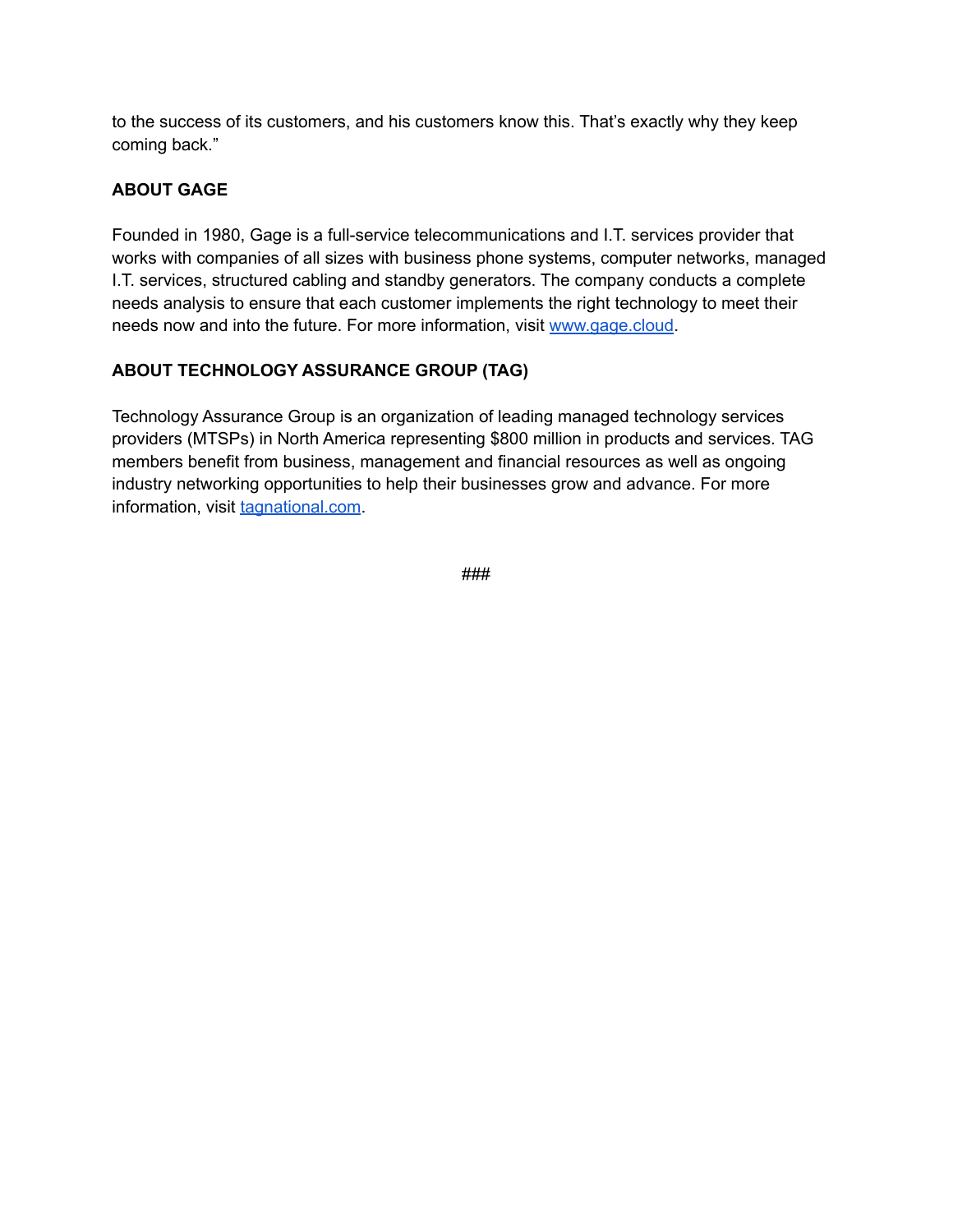to the success of its customers, and his customers know this. That's exactly why they keep coming back."

**ABOUT GAGE**

Founded in 1980, Gage is a full-service telecommunications and I.T. services provider that works with companies of all sizes with business phone systems, computer networks, managed I.T. services, structured cabling and standby generators. The company conducts a complete needs analysis to ensure that each customer implements the right technology to meet their needs now and into the future. For more information, visit [www.gage.cloud](www.gage.cloud).

**ABOUT TECHNOLOGY ASSURANCE GROUP (TAG)**

Technology Assurance Group is an organization of leading managed technology services providers (MTSPs) in North America representing $800 million in products and services. TAG members benefit from business, management and financial resources as well as ongoing industry networking opportunities to help their businesses grow and advance. For more information, visit [tagnational.com](tagnational.com).

###